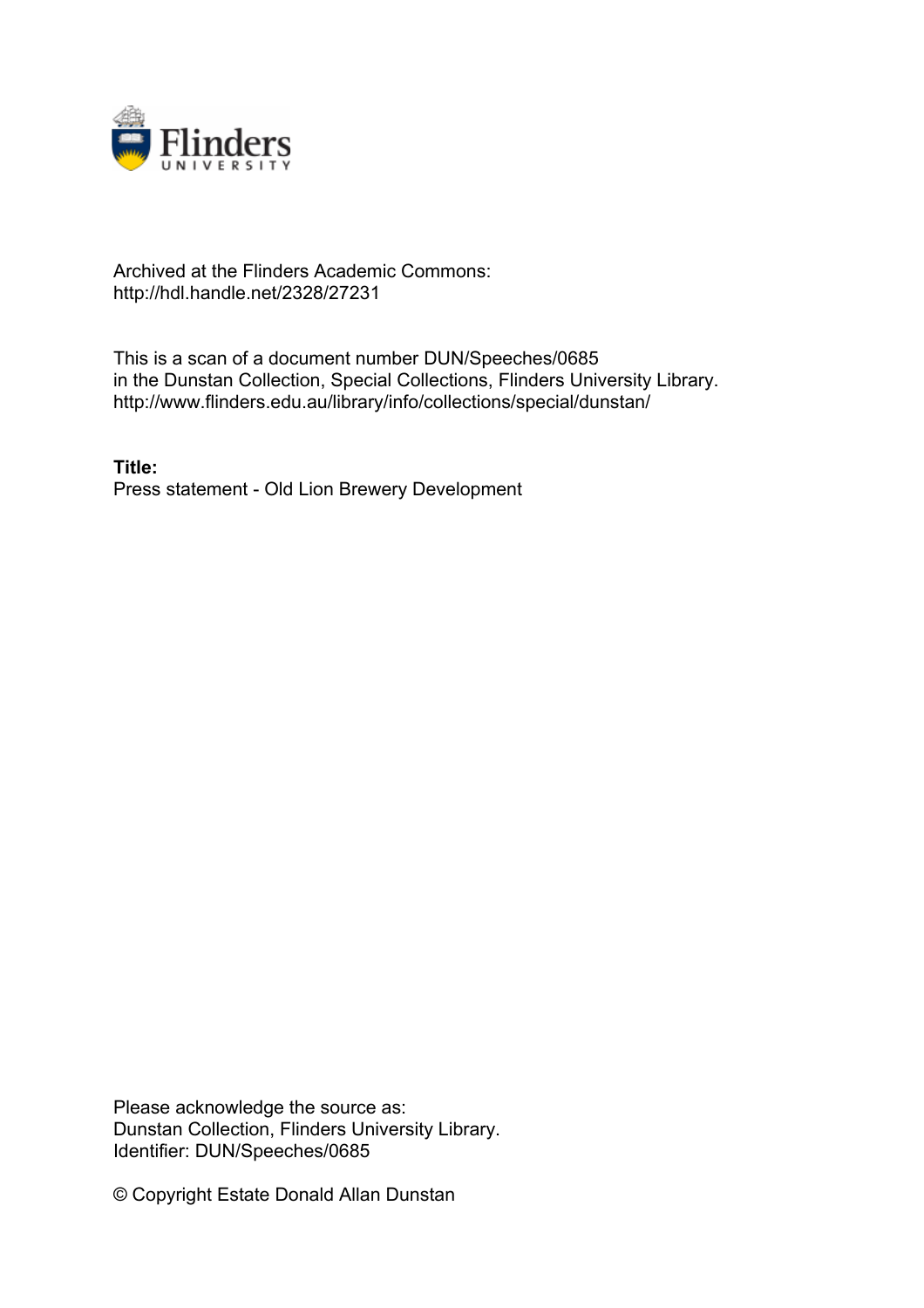Archived at the Flinders Academic Commons:
http://hdl.handle.net/2328/27231

This is a scan of a document number DUN/Speeches/0685
in the Dunstan Collection, Special Collections, Flinders University Library.
http://www.flinders.edu.au/library/info/collections/special/dunstan/

**Title:**
Press statement - Old Lion Brewery Development

Please acknowledge the source as:
Dunstan Collection, Flinders University Library.
Identifier: DUN/Speeches/0685

© Copyright Estate Donald Allan Dunstan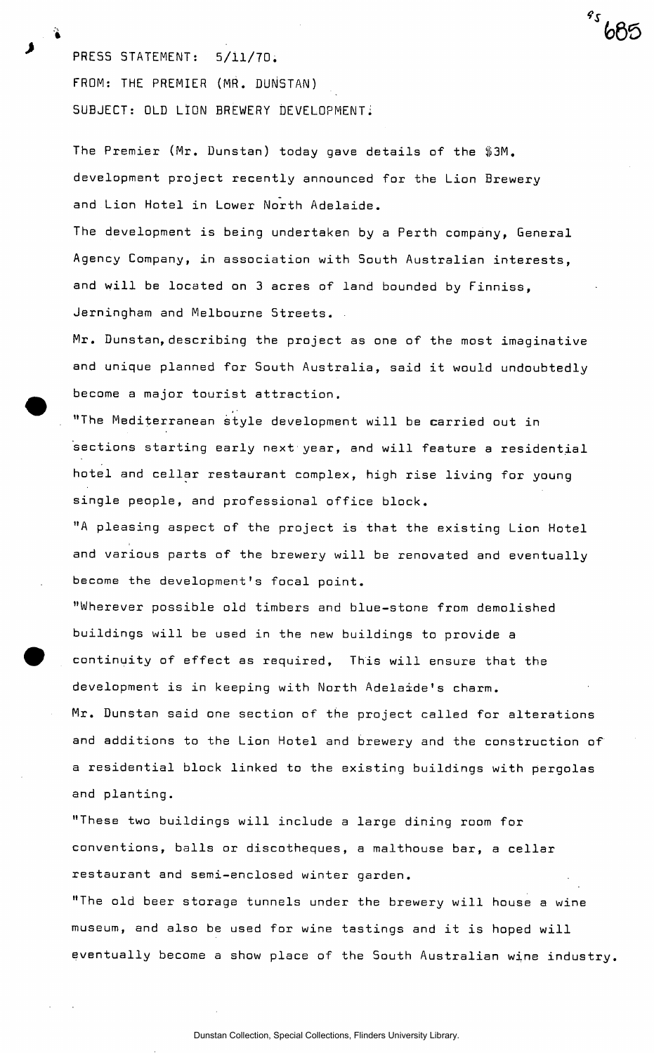PRESS STATEMENT: 5/11/70.

FROM: THE PREMIER (MR. DUNSTAN)

SUBJECT: OLD LION BREWERY DEVELOPMENT.

The Premier (Mr. Dunstan) today gave details of the $3M. development project recently announced for the Lion Brewery and Lion Hotel in Lower North Adelaide.

The development is being undertaken by a Perth company, General Agency Company, in association with South Australian interests, and will be located on 3 acres of land bounded by Finniss, Jerningham and Melbourne Streets.

Mr. Dunstan, describing the project as one of the most imaginative and unique planned for South Australia, said it would undoubtedly become a major tourist attraction.

"The Mediterranean style development will be carried out in sections starting early next year, and will feature a residential hotel and cellar restaurant complex, high rise living for young single people, and professional office block.

"A pleasing aspect of the project is that the existing Lion Hotel and various parts of the brewery will be renovated and eventually become the development's focal point.

"Wherever possible old timbers and blue-stone from demolished buildings will be used in the new buildings to provide a continuity of effect as required, This will ensure that the development is in keeping with North Adelaide's charm.

Mr. Dunstan said one section of the project called for alterations and additions to the Lion Hotel and brewery and the construction of a residential block linked to the existing buildings with pergolas and planting.

"These two buildings will include a large dining room for conventions, balls or discotheques, a malthouse bar, a cellar restaurant and semi-enclosed winter garden.

"The old beer storage tunnels under the brewery will house a wine museum, and also be used for wine tastings and it is hoped will eventually become a show place of the South Australian wine industry.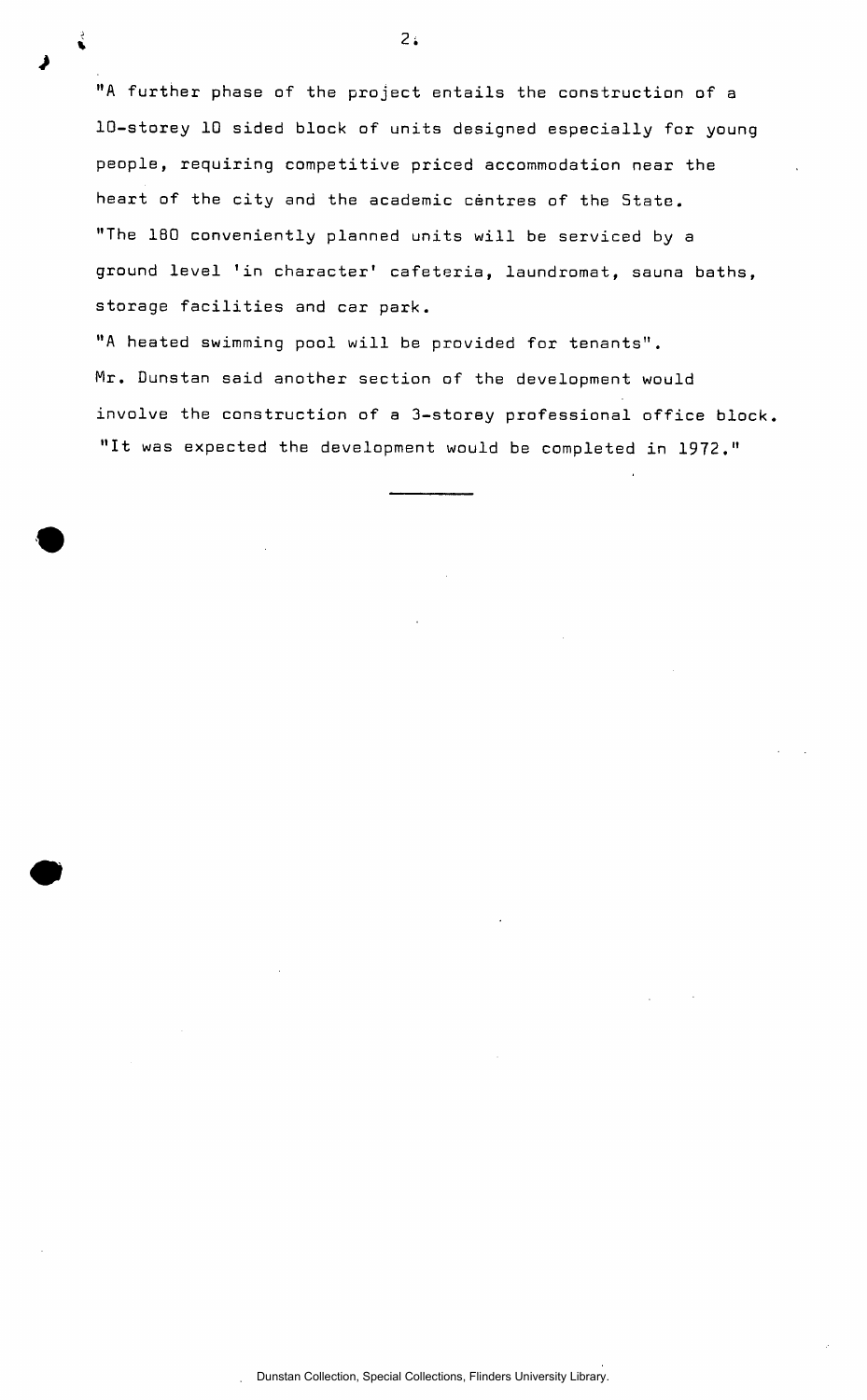"A further phase of the project entails the construction of a 10-storey 10 sided block of units designed especially for young people, requiring competitive priced accommodation near the heart of the city and the academic cèntres of the State.

"The 180 conveniently planned units will be serviced by a ground level 'in character' cafeteria, laundromat, sauna baths, storage facilities and car park.

"A heated swimming pool will be provided for tenants".

Mr. Dunstan said another section of the development would involve the construction of a 3-storey professional office block.

"It was expected the development would be completed in 1972."

---

Dunstan Collection, Special Collections, Flinders University Library.